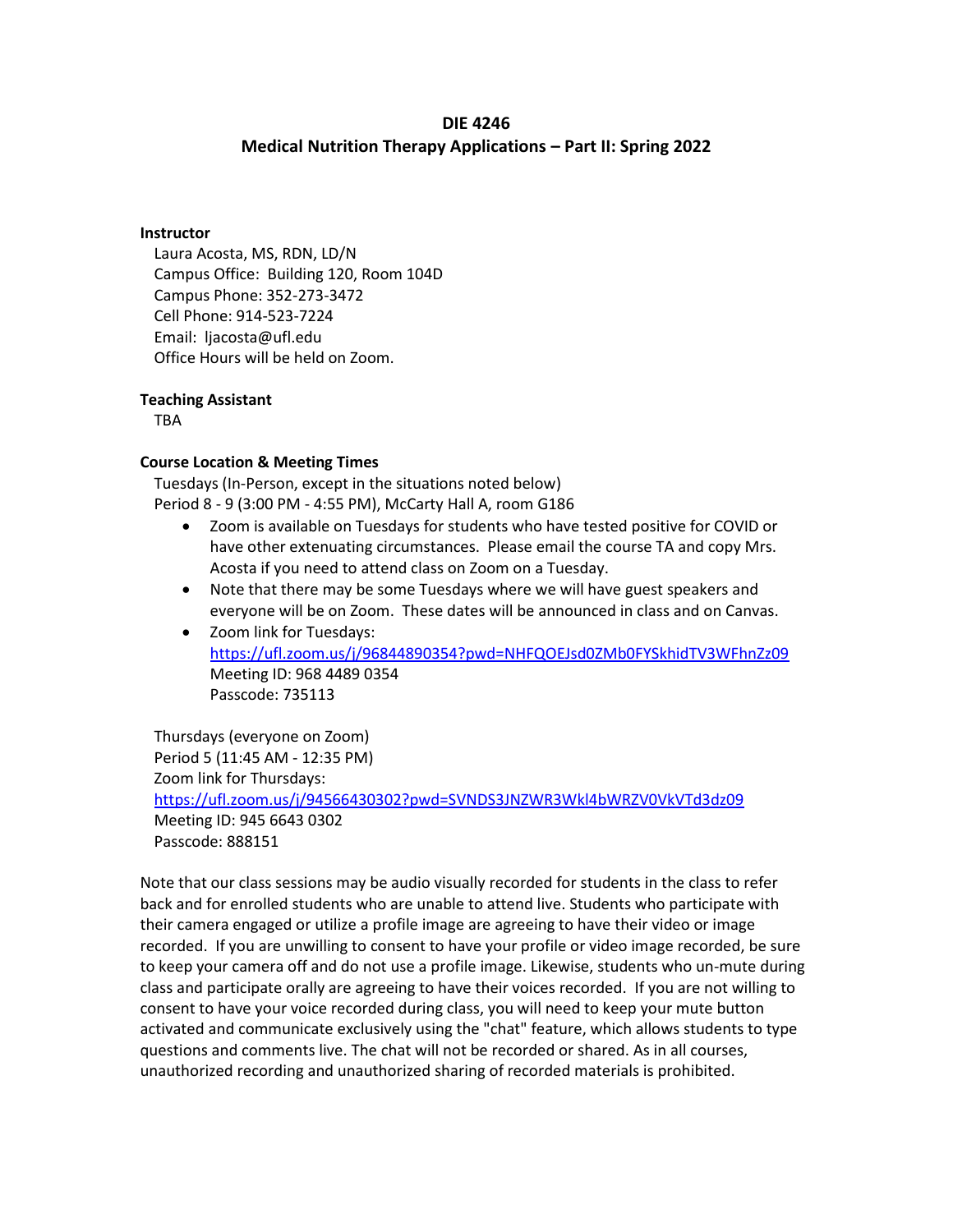# DIE 4246

## Medical Nutrition Therapy Applications – Part II: Spring 2022

**Instructor**

Laura Acosta, MS, RDN, LD/N
Campus Office: Building 120, Room 104D
Campus Phone: 352-273-3472
Cell Phone: 914-523-7224
Email: ljacosta@ufl.edu
Office Hours will be held on Zoom.

**Teaching Assistant**

TBA

**Course Location & Meeting Times**

Tuesdays (In-Person, except in the situations noted below)
Period 8 - 9 (3:00 PM - 4:55 PM), McCarty Hall A, room G186

- Zoom is available on Tuesdays for students who have tested positive for COVID or have other extenuating circumstances. Please email the course TA and copy Mrs. Acosta if you need to attend class on Zoom on a Tuesday.
- Note that there may be some Tuesdays where we will have guest speakers and everyone will be on Zoom. These dates will be announced in class and on Canvas.
- Zoom link for Tuesdays:
  https://ufl.zoom.us/j/96844890354?pwd=NHFQOEJsd0ZMb0FYSkhidTV3WFhnZz09
  Meeting ID: 968 4489 0354
  Passcode: 735113

Thursdays (everyone on Zoom)
Period 5 (11:45 AM - 12:35 PM)
Zoom link for Thursdays:
https://ufl.zoom.us/j/94566430302?pwd=SVNDS3JNZWR3Wkl4bWRZV0VkVTd3dz09
Meeting ID: 945 6643 0302
Passcode: 888151

Note that our class sessions may be audio visually recorded for students in the class to refer back and for enrolled students who are unable to attend live. Students who participate with their camera engaged or utilize a profile image are agreeing to have their video or image recorded. If you are unwilling to consent to have your profile or video image recorded, be sure to keep your camera off and do not use a profile image. Likewise, students who un-mute during class and participate orally are agreeing to have their voices recorded. If you are not willing to consent to have your voice recorded during class, you will need to keep your mute button activated and communicate exclusively using the "chat" feature, which allows students to type questions and comments live. The chat will not be recorded or shared. As in all courses, unauthorized recording and unauthorized sharing of recorded materials is prohibited.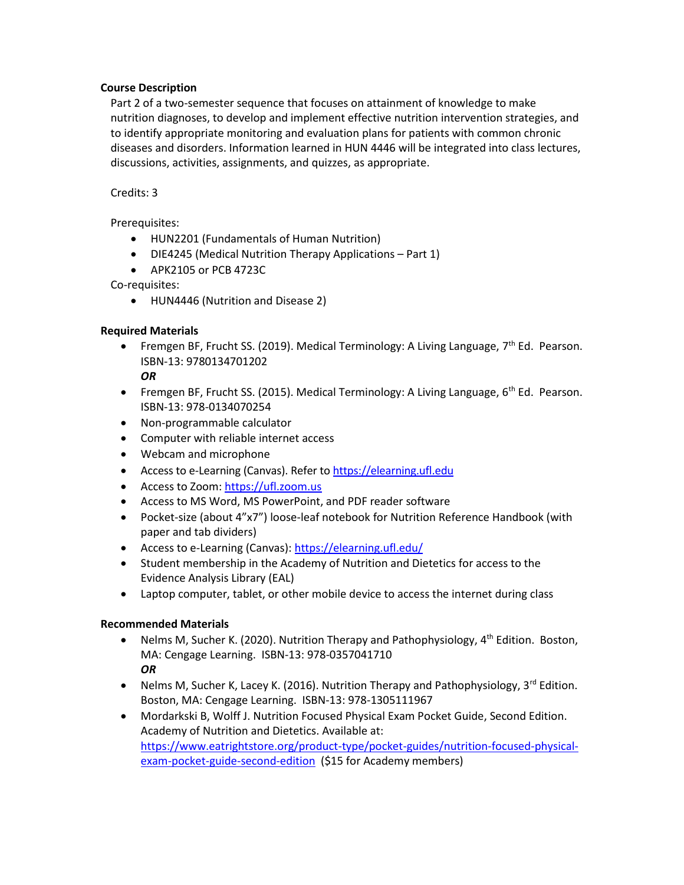### Course Description

Part 2 of a two-semester sequence that focuses on attainment of knowledge to make nutrition diagnoses, to develop and implement effective nutrition intervention strategies, and to identify appropriate monitoring and evaluation plans for patients with common chronic diseases and disorders. Information learned in HUN 4446 will be integrated into class lectures, discussions, activities, assignments, and quizzes, as appropriate.

Credits: 3

Prerequisites:

- HUN2201 (Fundamentals of Human Nutrition)
- DIE4245 (Medical Nutrition Therapy Applications – Part 1)
- APK2105 or PCB 4723C

Co-requisites:

- HUN4446 (Nutrition and Disease 2)

### Required Materials

- Fremgen BF, Frucht SS. (2019). Medical Terminology: A Living Language, 7th Ed. Pearson. ISBN-13: 9780134701202
  ***OR***
- Fremgen BF, Frucht SS. (2015). Medical Terminology: A Living Language, 6th Ed. Pearson. ISBN-13: 978-0134070254
- Non-programmable calculator
- Computer with reliable internet access
- Webcam and microphone
- Access to e-Learning (Canvas). Refer to https://elearning.ufl.edu
- Access to Zoom: https://ufl.zoom.us
- Access to MS Word, MS PowerPoint, and PDF reader software
- Pocket-size (about 4"x7") loose-leaf notebook for Nutrition Reference Handbook (with paper and tab dividers)
- Access to e-Learning (Canvas): https://elearning.ufl.edu/
- Student membership in the Academy of Nutrition and Dietetics for access to the Evidence Analysis Library (EAL)
- Laptop computer, tablet, or other mobile device to access the internet during class

### Recommended Materials

- Nelms M, Sucher K. (2020). Nutrition Therapy and Pathophysiology, 4th Edition. Boston, MA: Cengage Learning. ISBN-13: 978-0357041710
  ***OR***
- Nelms M, Sucher K, Lacey K. (2016). Nutrition Therapy and Pathophysiology, 3rd Edition. Boston, MA: Cengage Learning. ISBN-13: 978-1305111967
- Mordarkski B, Wolff J. Nutrition Focused Physical Exam Pocket Guide, Second Edition. Academy of Nutrition and Dietetics. Available at: https://www.eatrightstore.org/product-type/pocket-guides/nutrition-focused-physical-exam-pocket-guide-second-edition ($15 for Academy members)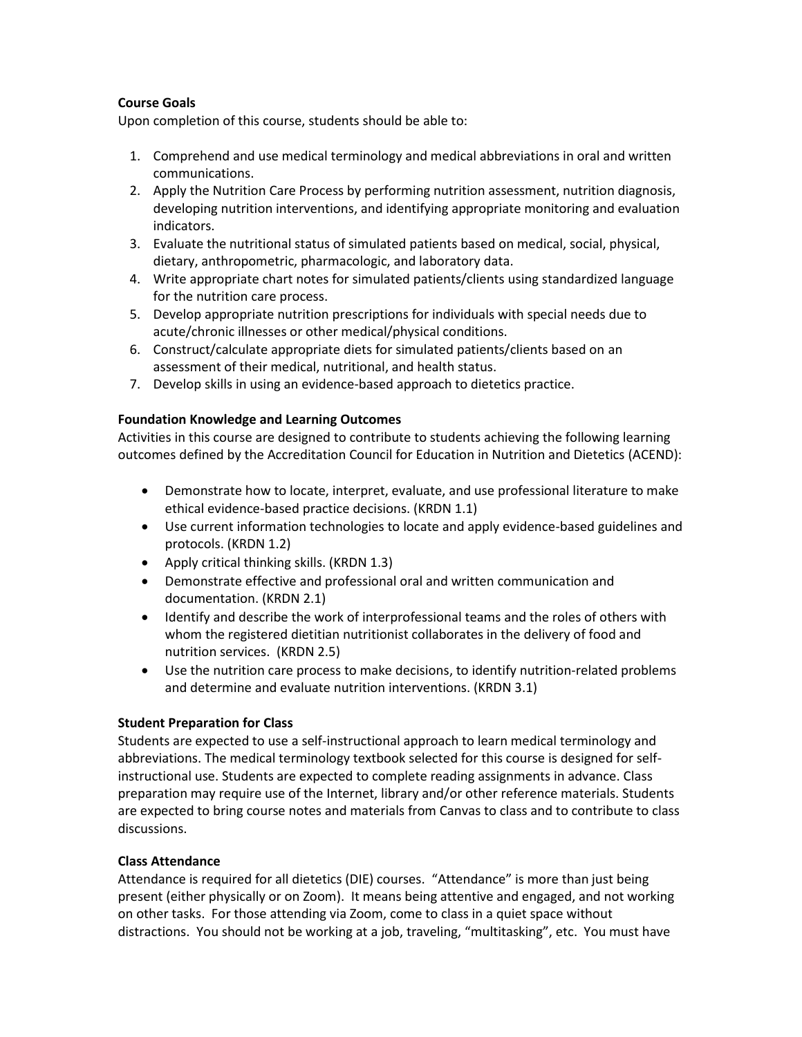**Course Goals**

Upon completion of this course, students should be able to:

1. Comprehend and use medical terminology and medical abbreviations in oral and written communications.
2. Apply the Nutrition Care Process by performing nutrition assessment, nutrition diagnosis, developing nutrition interventions, and identifying appropriate monitoring and evaluation indicators.
3. Evaluate the nutritional status of simulated patients based on medical, social, physical, dietary, anthropometric, pharmacologic, and laboratory data.
4. Write appropriate chart notes for simulated patients/clients using standardized language for the nutrition care process.
5. Develop appropriate nutrition prescriptions for individuals with special needs due to acute/chronic illnesses or other medical/physical conditions.
6. Construct/calculate appropriate diets for simulated patients/clients based on an assessment of their medical, nutritional, and health status.
7. Develop skills in using an evidence-based approach to dietetics practice.

**Foundation Knowledge and Learning Outcomes**

Activities in this course are designed to contribute to students achieving the following learning outcomes defined by the Accreditation Council for Education in Nutrition and Dietetics (ACEND):

- Demonstrate how to locate, interpret, evaluate, and use professional literature to make ethical evidence-based practice decisions. (KRDN 1.1)
- Use current information technologies to locate and apply evidence-based guidelines and protocols. (KRDN 1.2)
- Apply critical thinking skills. (KRDN 1.3)
- Demonstrate effective and professional oral and written communication and documentation. (KRDN 2.1)
- Identify and describe the work of interprofessional teams and the roles of others with whom the registered dietitian nutritionist collaborates in the delivery of food and nutrition services. (KRDN 2.5)
- Use the nutrition care process to make decisions, to identify nutrition-related problems and determine and evaluate nutrition interventions. (KRDN 3.1)

**Student Preparation for Class**

Students are expected to use a self-instructional approach to learn medical terminology and abbreviations. The medical terminology textbook selected for this course is designed for self-instructional use. Students are expected to complete reading assignments in advance. Class preparation may require use of the Internet, library and/or other reference materials. Students are expected to bring course notes and materials from Canvas to class and to contribute to class discussions.

**Class Attendance**

Attendance is required for all dietetics (DIE) courses. "Attendance" is more than just being present (either physically or on Zoom). It means being attentive and engaged, and not working on other tasks. For those attending via Zoom, come to class in a quiet space without distractions. You should not be working at a job, traveling, "multitasking", etc. You must have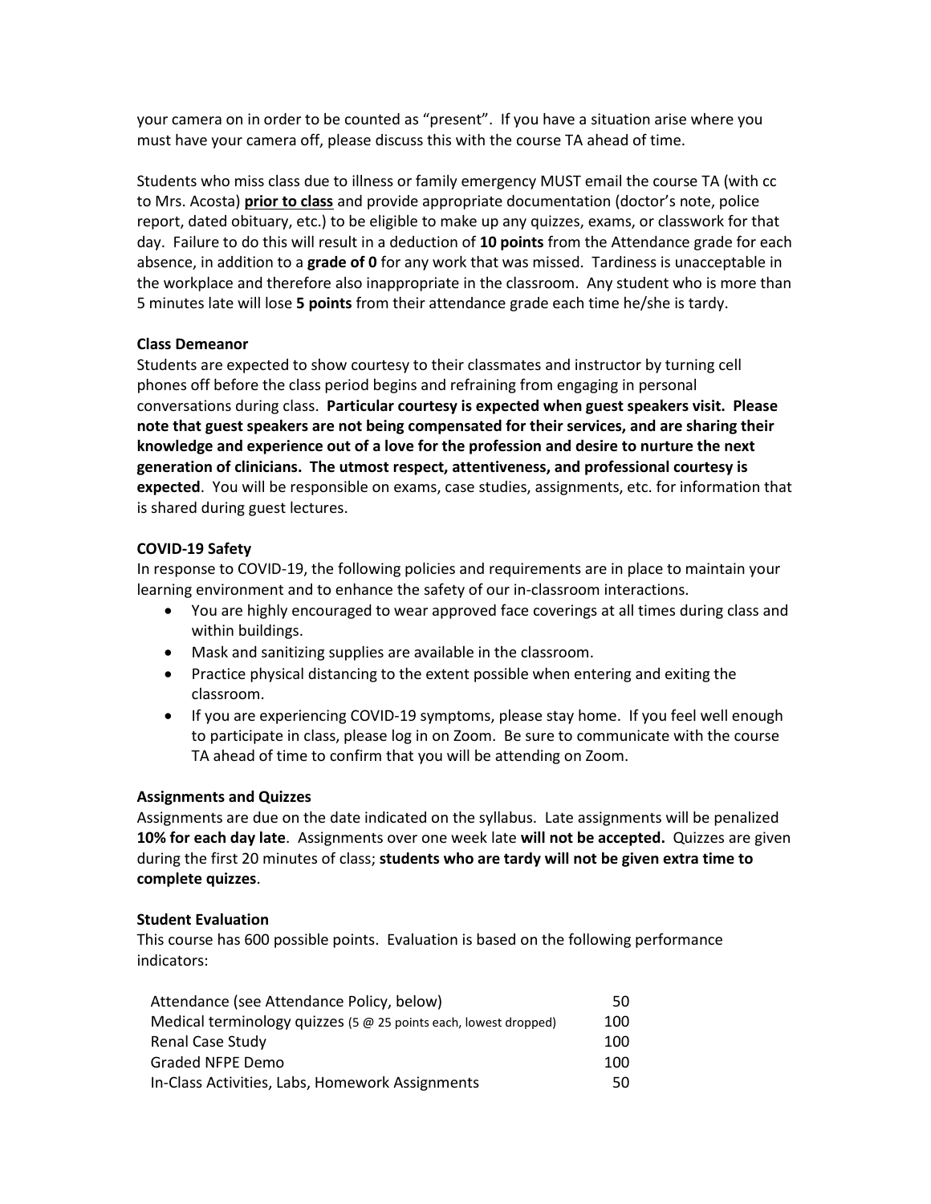your camera on in order to be counted as "present". If you have a situation arise where you must have your camera off, please discuss this with the course TA ahead of time.

Students who miss class due to illness or family emergency MUST email the course TA (with cc to Mrs. Acosta) **prior to class** and provide appropriate documentation (doctor's note, police report, dated obituary, etc.) to be eligible to make up any quizzes, exams, or classwork for that day. Failure to do this will result in a deduction of **10 points** from the Attendance grade for each absence, in addition to a **grade of 0** for any work that was missed. Tardiness is unacceptable in the workplace and therefore also inappropriate in the classroom. Any student who is more than 5 minutes late will lose **5 points** from their attendance grade each time he/she is tardy.

**Class Demeanor**

Students are expected to show courtesy to their classmates and instructor by turning cell phones off before the class period begins and refraining from engaging in personal conversations during class. **Particular courtesy is expected when guest speakers visit. Please note that guest speakers are not being compensated for their services, and are sharing their knowledge and experience out of a love for the profession and desire to nurture the next generation of clinicians. The utmost respect, attentiveness, and professional courtesy is expected**. You will be responsible on exams, case studies, assignments, etc. for information that is shared during guest lectures.

**COVID-19 Safety**

In response to COVID-19, the following policies and requirements are in place to maintain your learning environment and to enhance the safety of our in-classroom interactions.

- You are highly encouraged to wear approved face coverings at all times during class and within buildings.
- Mask and sanitizing supplies are available in the classroom.
- Practice physical distancing to the extent possible when entering and exiting the classroom.
- If you are experiencing COVID-19 symptoms, please stay home. If you feel well enough to participate in class, please log in on Zoom. Be sure to communicate with the course TA ahead of time to confirm that you will be attending on Zoom.

**Assignments and Quizzes**

Assignments are due on the date indicated on the syllabus. Late assignments will be penalized **10% for each day late**. Assignments over one week late **will not be accepted.** Quizzes are given during the first 20 minutes of class; **students who are tardy will not be given extra time to complete quizzes**.

**Student Evaluation**

This course has 600 possible points. Evaluation is based on the following performance indicators:

| | |
|---|---|
| Attendance (see Attendance Policy, below) | 50 |
| Medical terminology quizzes (5 @ 25 points each, lowest dropped) | 100 |
| Renal Case Study | 100 |
| Graded NFPE Demo | 100 |
| In-Class Activities, Labs, Homework Assignments | 50 |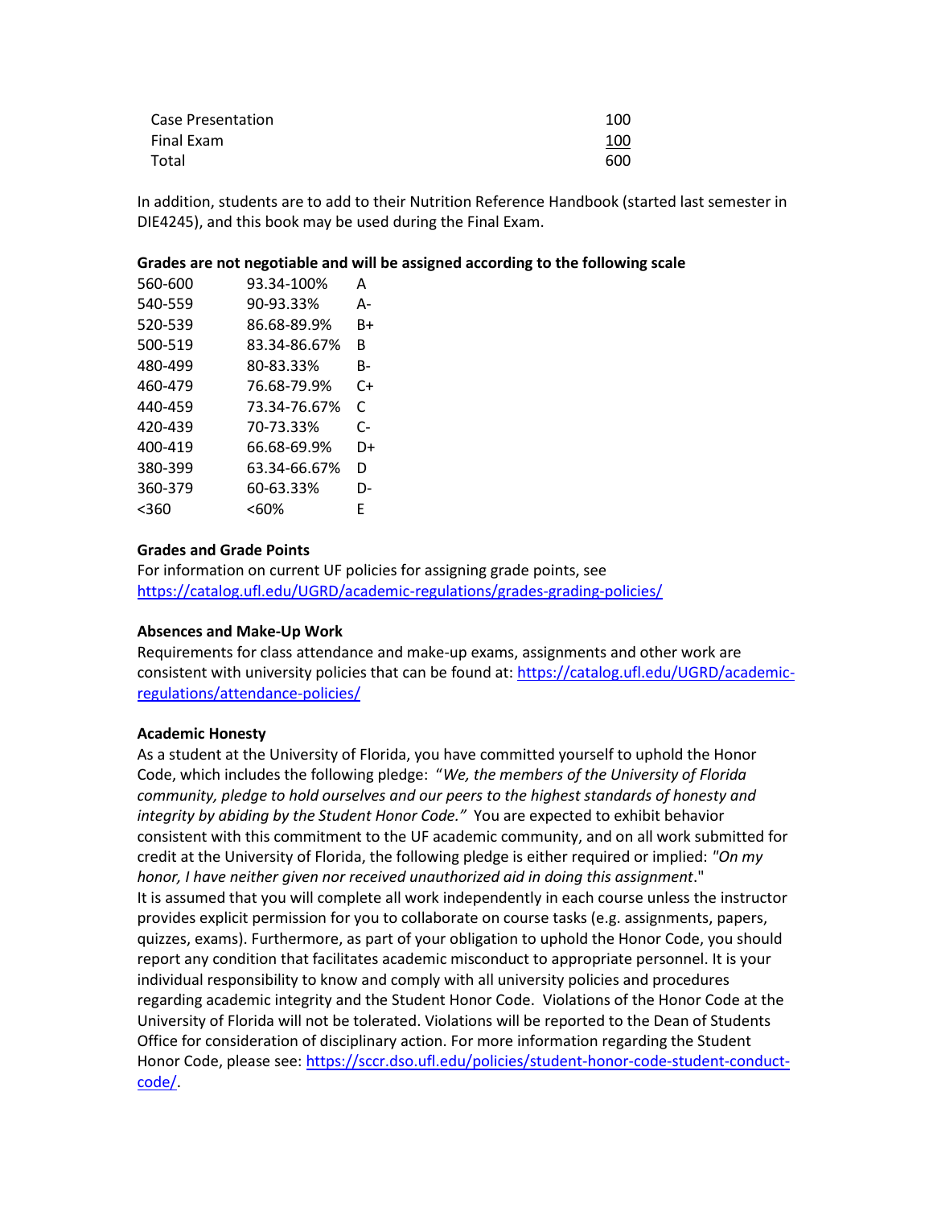| | |
|---|---|
| Case Presentation | 100 |
| Final Exam | 100 |
| Total | 600 |

In addition, students are to add to their Nutrition Reference Handbook (started last semester in DIE4245), and this book may be used during the Final Exam.

**Grades are not negotiable and will be assigned according to the following scale**

| | | |
|---|---|---|
| 560-600 | 93.34-100% | A |
| 540-559 | 90-93.33% | A- |
| 520-539 | 86.68-89.9% | B+ |
| 500-519 | 83.34-86.67% | B |
| 480-499 | 80-83.33% | B- |
| 460-479 | 76.68-79.9% | C+ |
| 440-459 | 73.34-76.67% | C |
| 420-439 | 70-73.33% | C- |
| 400-419 | 66.68-69.9% | D+ |
| 380-399 | 63.34-66.67% | D |
| 360-379 | 60-63.33% | D- |
| <360 | <60% | E |

**Grades and Grade Points**

For information on current UF policies for assigning grade points, see https://catalog.ufl.edu/UGRD/academic-regulations/grades-grading-policies/

**Absences and Make-Up Work**

Requirements for class attendance and make-up exams, assignments and other work are consistent with university policies that can be found at: https://catalog.ufl.edu/UGRD/academic-regulations/attendance-policies/

**Academic Honesty**

As a student at the University of Florida, you have committed yourself to uphold the Honor Code, which includes the following pledge: "*We, the members of the University of Florida community, pledge to hold ourselves and our peers to the highest standards of honesty and integrity by abiding by the Student Honor Code.*" You are expected to exhibit behavior consistent with this commitment to the UF academic community, and on all work submitted for credit at the University of Florida, the following pledge is either required or implied: *"On my honor, I have neither given nor received unauthorized aid in doing this assignment*."

It is assumed that you will complete all work independently in each course unless the instructor provides explicit permission for you to collaborate on course tasks (e.g. assignments, papers, quizzes, exams). Furthermore, as part of your obligation to uphold the Honor Code, you should report any condition that facilitates academic misconduct to appropriate personnel. It is your individual responsibility to know and comply with all university policies and procedures regarding academic integrity and the Student Honor Code. Violations of the Honor Code at the University of Florida will not be tolerated. Violations will be reported to the Dean of Students Office for consideration of disciplinary action. For more information regarding the Student Honor Code, please see: https://sccr.dso.ufl.edu/policies/student-honor-code-student-conduct-code/.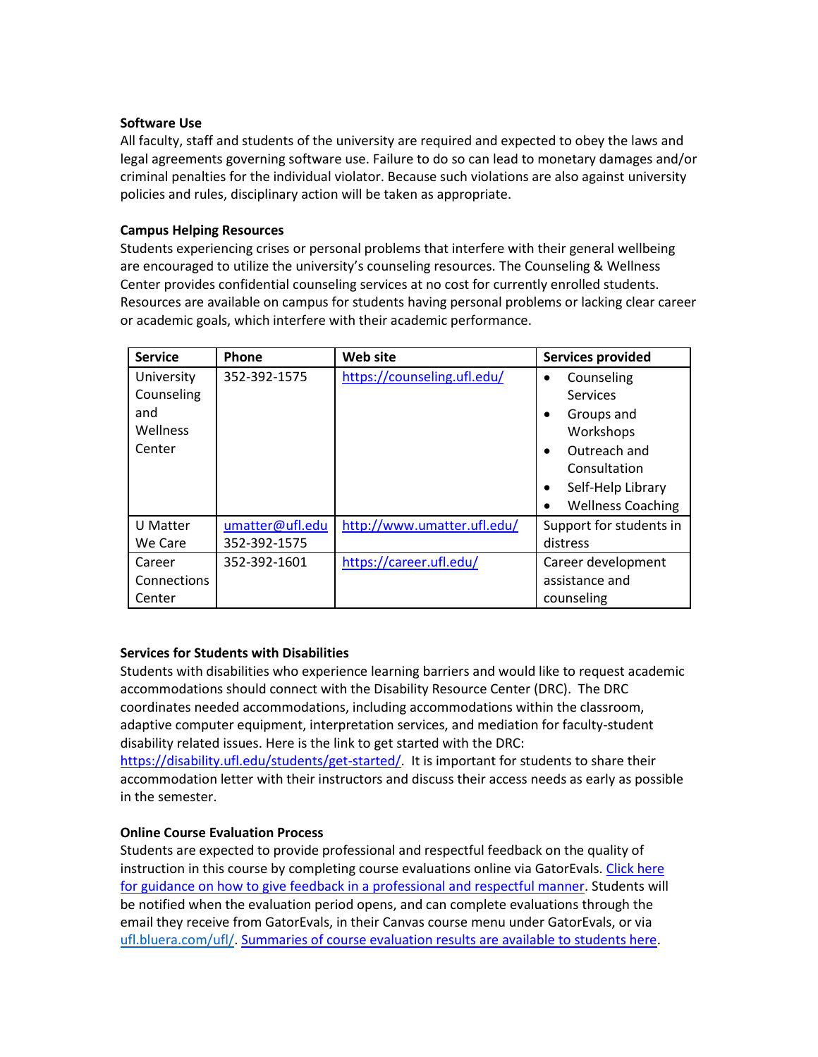**Software Use**

All faculty, staff and students of the university are required and expected to obey the laws and legal agreements governing software use. Failure to do so can lead to monetary damages and/or criminal penalties for the individual violator. Because such violations are also against university policies and rules, disciplinary action will be taken as appropriate.

**Campus Helping Resources**

Students experiencing crises or personal problems that interfere with their general wellbeing are encouraged to utilize the university's counseling resources. The Counseling & Wellness Center provides confidential counseling services at no cost for currently enrolled students. Resources are available on campus for students having personal problems or lacking clear career or academic goals, which interfere with their academic performance.

| Service | Phone | Web site | Services provided |
|---|---|---|---|
| University Counseling and Wellness Center | 352-392-1575 | https://counseling.ufl.edu/ | • Counseling Services<br>• Groups and Workshops<br>• Outreach and Consultation<br>• Self-Help Library<br>• Wellness Coaching |
| U Matter We Care | umatter@ufl.edu<br>352-392-1575 | http://www.umatter.ufl.edu/ | Support for students in distress |
| Career Connections Center | 352-392-1601 | https://career.ufl.edu/ | Career development assistance and counseling |

**Services for Students with Disabilities**

Students with disabilities who experience learning barriers and would like to request academic accommodations should connect with the Disability Resource Center (DRC). The DRC coordinates needed accommodations, including accommodations within the classroom, adaptive computer equipment, interpretation services, and mediation for faculty-student disability related issues. Here is the link to get started with the DRC: https://disability.ufl.edu/students/get-started/. It is important for students to share their accommodation letter with their instructors and discuss their access needs as early as possible in the semester.

**Online Course Evaluation Process**

Students are expected to provide professional and respectful feedback on the quality of instruction in this course by completing course evaluations online via GatorEvals. Click here for guidance on how to give feedback in a professional and respectful manner. Students will be notified when the evaluation period opens, and can complete evaluations through the email they receive from GatorEvals, in their Canvas course menu under GatorEvals, or via ufl.bluera.com/ufl/. Summaries of course evaluation results are available to students here.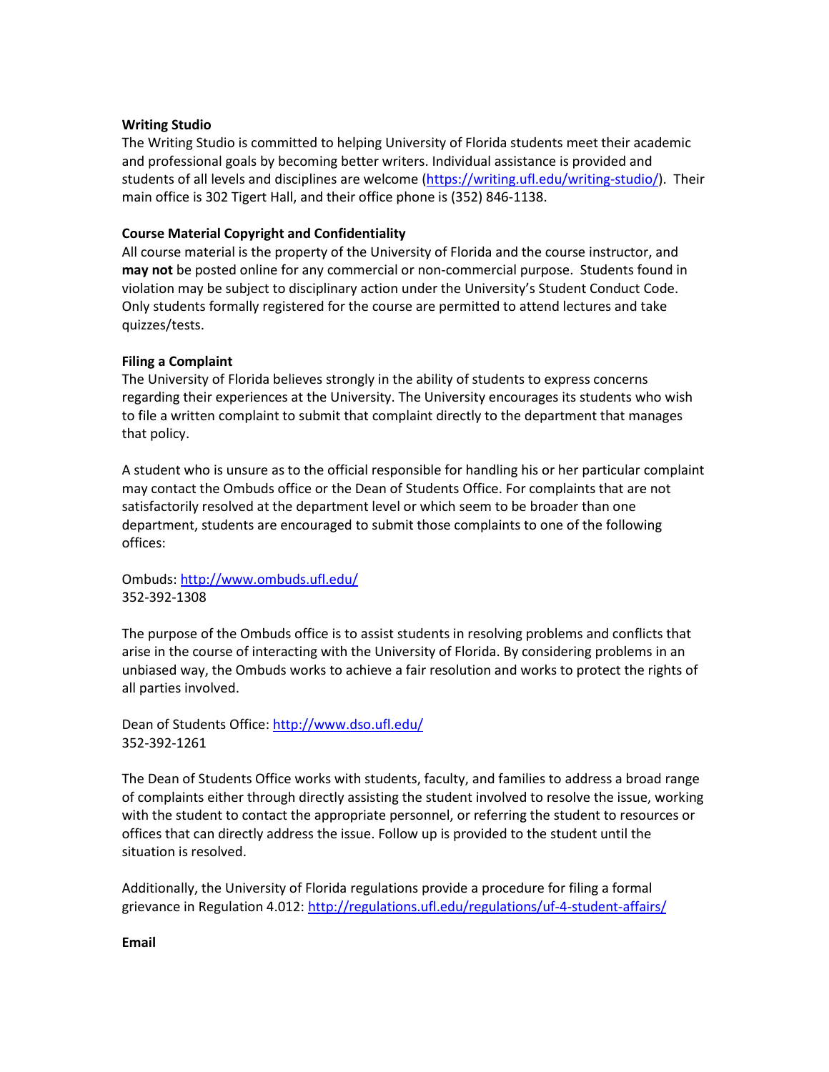**Writing Studio**
The Writing Studio is committed to helping University of Florida students meet their academic and professional goals by becoming better writers. Individual assistance is provided and students of all levels and disciplines are welcome (https://writing.ufl.edu/writing-studio/). Their main office is 302 Tigert Hall, and their office phone is (352) 846-1138.

**Course Material Copyright and Confidentiality**
All course material is the property of the University of Florida and the course instructor, and **may not** be posted online for any commercial or non-commercial purpose. Students found in violation may be subject to disciplinary action under the University's Student Conduct Code. Only students formally registered for the course are permitted to attend lectures and take quizzes/tests.

**Filing a Complaint**
The University of Florida believes strongly in the ability of students to express concerns regarding their experiences at the University. The University encourages its students who wish to file a written complaint to submit that complaint directly to the department that manages that policy.

A student who is unsure as to the official responsible for handling his or her particular complaint may contact the Ombuds office or the Dean of Students Office. For complaints that are not satisfactorily resolved at the department level or which seem to be broader than one department, students are encouraged to submit those complaints to one of the following offices:

Ombuds: http://www.ombuds.ufl.edu/
352-392-1308

The purpose of the Ombuds office is to assist students in resolving problems and conflicts that arise in the course of interacting with the University of Florida. By considering problems in an unbiased way, the Ombuds works to achieve a fair resolution and works to protect the rights of all parties involved.

Dean of Students Office: http://www.dso.ufl.edu/
352-392-1261

The Dean of Students Office works with students, faculty, and families to address a broad range of complaints either through directly assisting the student involved to resolve the issue, working with the student to contact the appropriate personnel, or referring the student to resources or offices that can directly address the issue. Follow up is provided to the student until the situation is resolved.

Additionally, the University of Florida regulations provide a procedure for filing a formal grievance in Regulation 4.012: http://regulations.ufl.edu/regulations/uf-4-student-affairs/

**Email**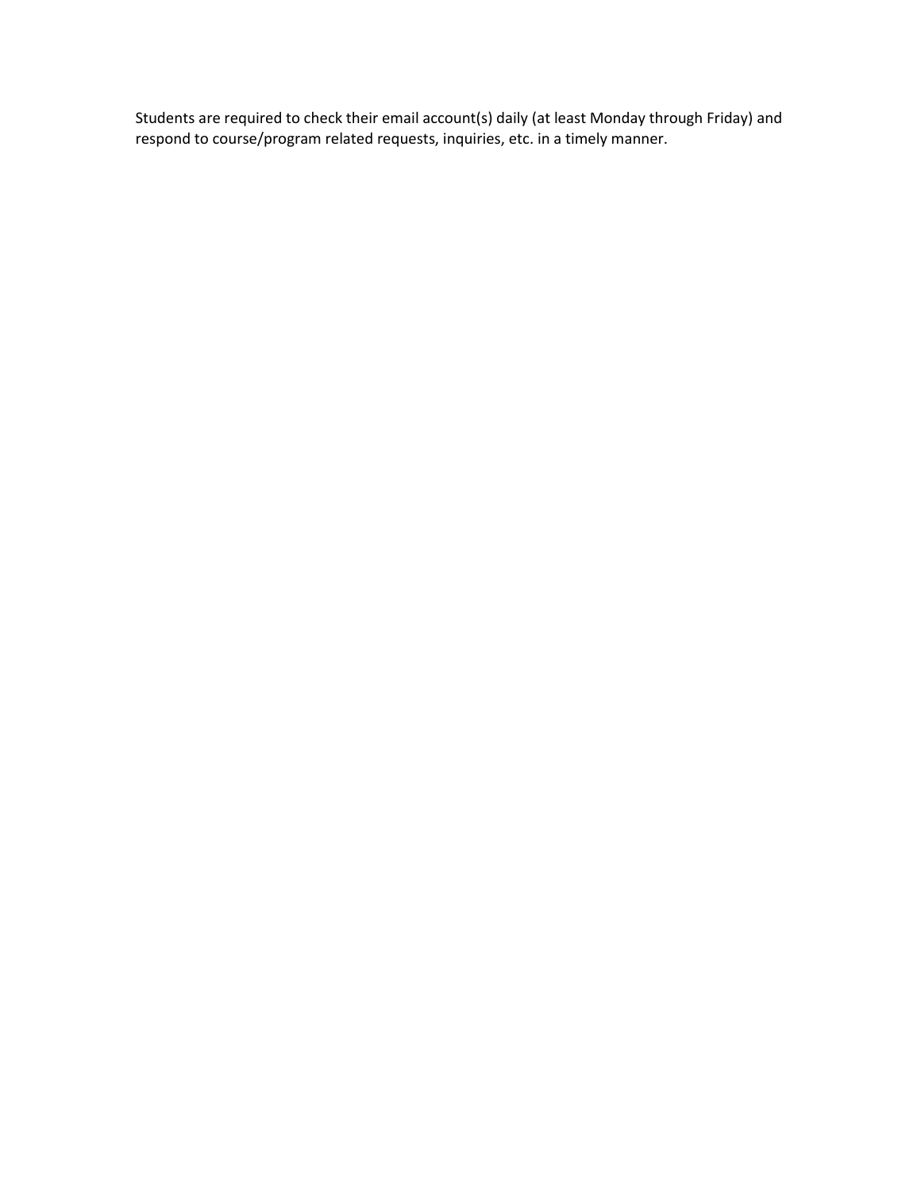Students are required to check their email account(s) daily (at least Monday through Friday) and respond to course/program related requests, inquiries, etc. in a timely manner.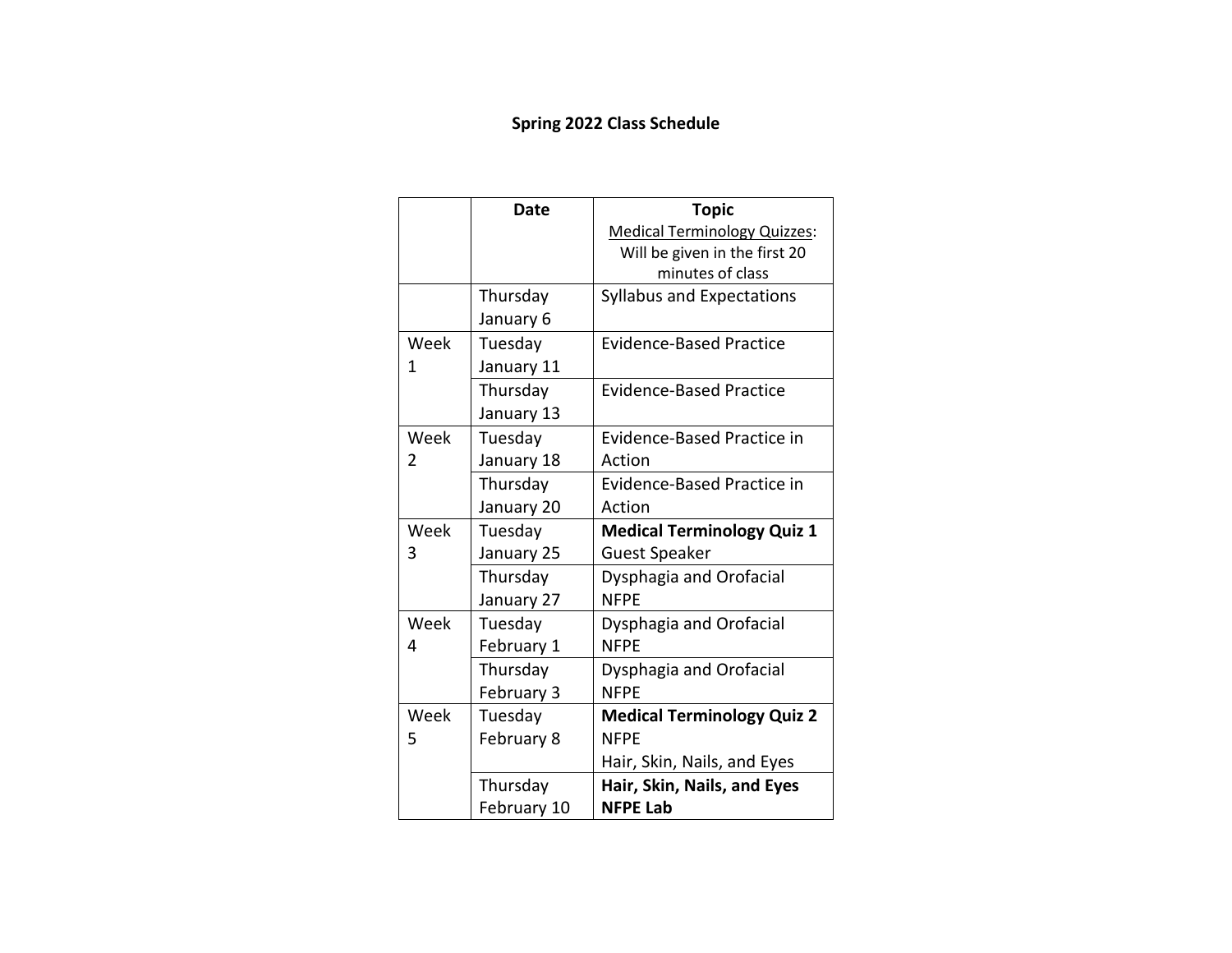# Spring 2022 Class Schedule

| | Date | **Topic**<br>Medical Terminology Quizzes: Will be given in the first 20 minutes of class |
|---|---|---|
| | Thursday January 6 | Syllabus and Expectations |
| Week 1 | Tuesday January 11 | Evidence-Based Practice |
| | Thursday January 13 | Evidence-Based Practice |
| Week 2 | Tuesday January 18 | Evidence-Based Practice in Action |
| | Thursday January 20 | Evidence-Based Practice in Action |
| Week 3 | Tuesday January 25 | **Medical Terminology Quiz 1**<br>Guest Speaker |
| | Thursday January 27 | Dysphagia and Orofacial NFPE |
| Week 4 | Tuesday February 1 | Dysphagia and Orofacial NFPE |
| | Thursday February 3 | Dysphagia and Orofacial NFPE |
| Week 5 | Tuesday February 8 | **Medical Terminology Quiz 2**<br>NFPE<br>Hair, Skin, Nails, and Eyes |
| | Thursday February 10 | **Hair, Skin, Nails, and Eyes NFPE Lab** |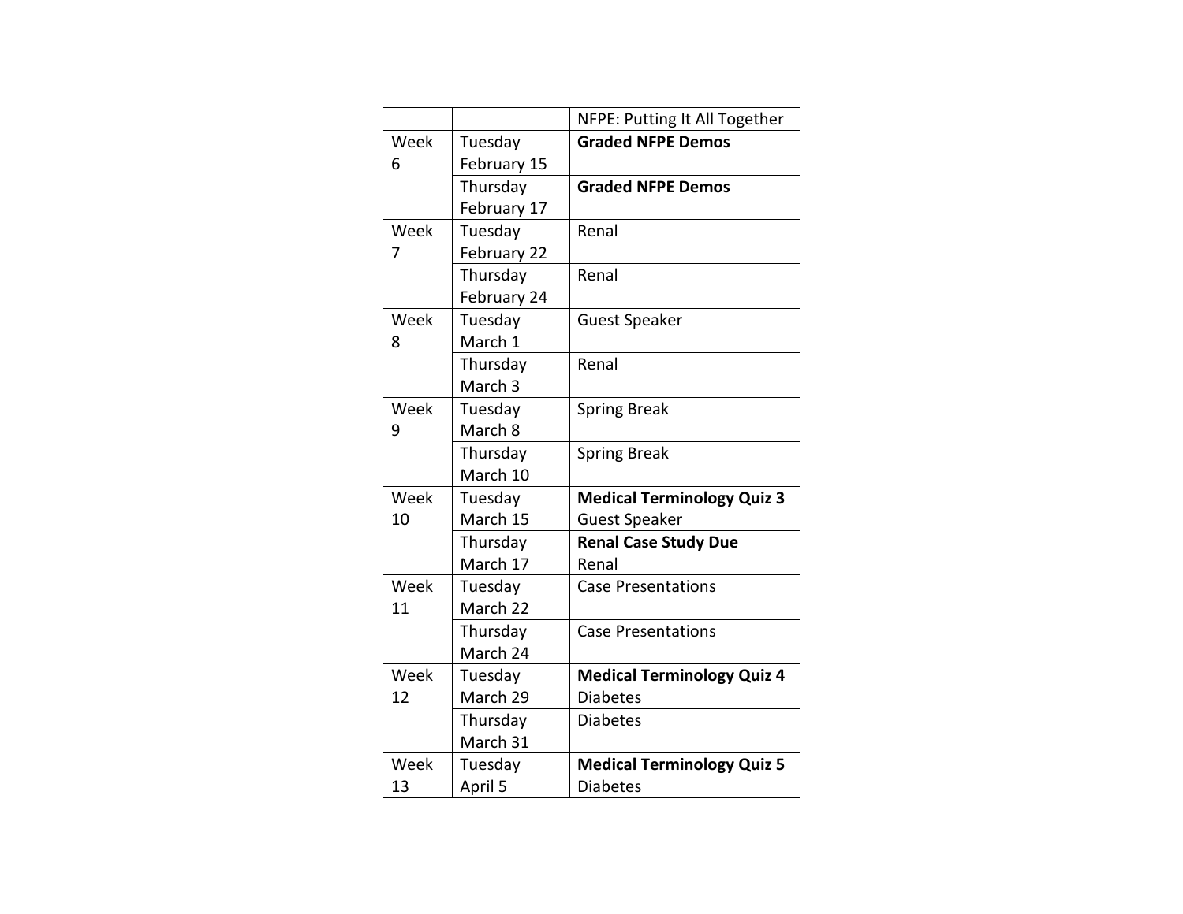| | | NFPE: Putting It All Together |
|---|---|---|
| Week 6 | Tuesday February 15 | **Graded NFPE Demos** |
| | Thursday February 17 | **Graded NFPE Demos** |
| Week 7 | Tuesday February 22 | Renal |
| | Thursday February 24 | Renal |
| Week 8 | Tuesday March 1 | Guest Speaker |
| | Thursday March 3 | Renal |
| Week 9 | Tuesday March 8 | Spring Break |
| | Thursday March 10 | Spring Break |
| Week 10 | Tuesday March 15 | **Medical Terminology Quiz 3** Guest Speaker |
| | Thursday March 17 | **Renal Case Study Due** Renal |
| Week 11 | Tuesday March 22 | Case Presentations |
| | Thursday March 24 | Case Presentations |
| Week 12 | Tuesday March 29 | **Medical Terminology Quiz 4** Diabetes |
| | Thursday March 31 | Diabetes |
| Week 13 | Tuesday April 5 | **Medical Terminology Quiz 5** Diabetes |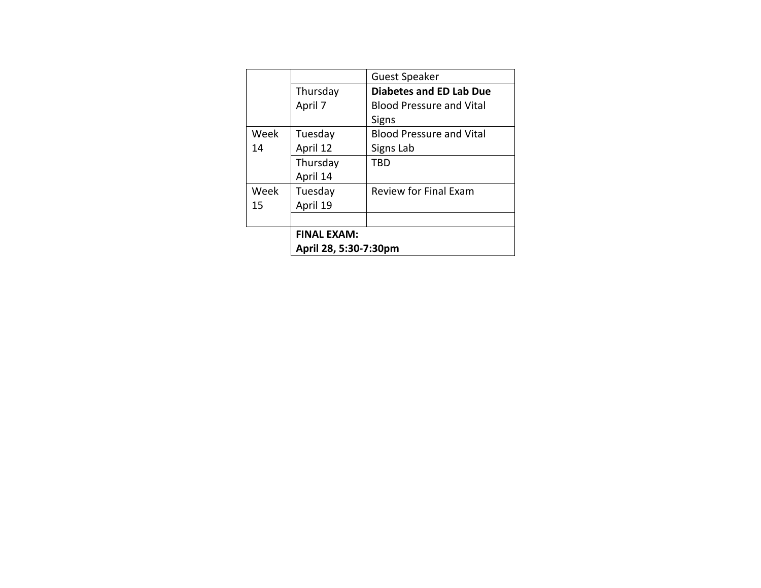| | | |
|---|---|---|
| | | Guest Speaker |
| | Thursday April 7 | **Diabetes and ED Lab Due** Blood Pressure and Vital Signs |
| Week 14 | Tuesday April 12 | Blood Pressure and Vital Signs Lab |
| | Thursday April 14 | TBD |
| Week 15 | Tuesday April 19 | Review for Final Exam |
| | | |
| | **FINAL EXAM: April 28, 5:30-7:30pm** | |